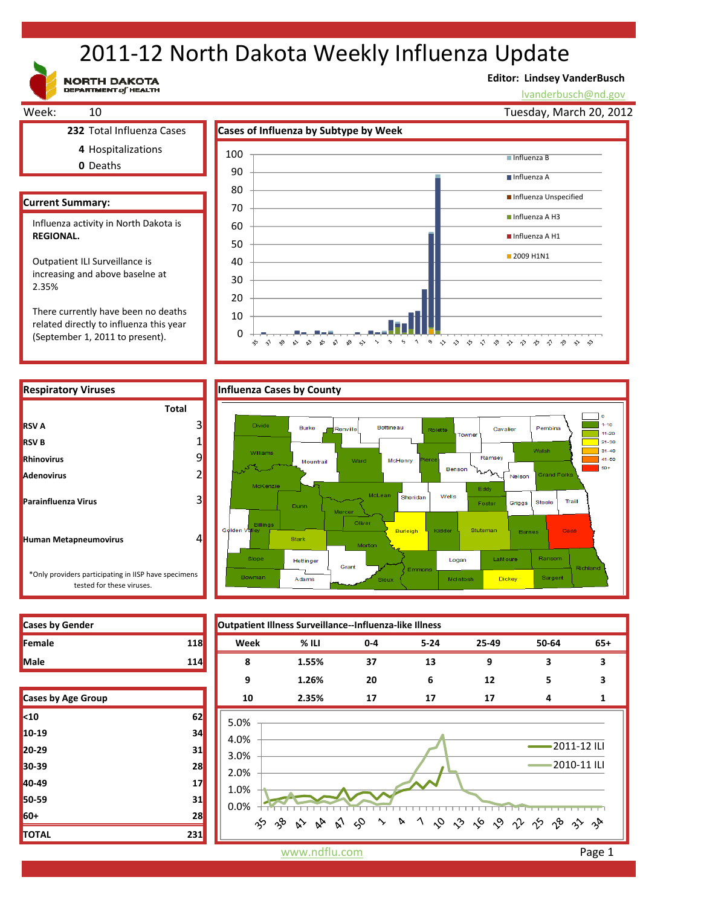# 2011-12 North Dakota Weekly Influenza Update

NORTH DAKOTA DEPARTMENT of HEALTH

**Editor: Lindsey VanderBusch**
lvanderbusch@nd.gov

Week: 10 — Tuesday, March 20, 2012

**232** Total Influenza Cases
**4** Hospitalizations
**0** Deaths

## Current Summary:

Influenza activity in North Dakota is **REGIONAL.**

Outpatient ILI Surveillance is increasing and above baselne at 2.35%

There currently have been no deaths related directly to influenza this year (September 1, 2011 to present).

## Cases of Influenza by Subtype by Week

Legend: Influenza B, Influenza A, Influenza Unspecified, Influenza A H3, Influenza A H1, 2009 H1N1

## Respiratory Viruses

| | Total |
|---|---|
| **RSV A** | 3 |
| **RSV B** | 1 |
| **Rhinovirus** | 9 |
| **Adenovirus** | 2 |
| **Parainfluenza Virus** | 3 |
| **Human Metapneumovirus** | 4 |

*Only providers participating in IISP have specimens tested for these viruses.

## Influenza Cases by County

Legend: 0, 1-10, 11-20, 21-30, 31-40, 41-50, 50+

## Cases by Gender

| | |
|---|---|
| **Female** | 118 |
| **Male** | 114 |

## Cases by Age Group

| | |
|---|---|
| **<10** | 62 |
| **10-19** | 34 |
| **20-29** | 31 |
| **30-39** | 28 |
| **40-49** | 17 |
| **50-59** | 31 |
| **60+** | 28 |
| **TOTAL** | 231 |

## Outpatient Illness Surveillance--Influenza-like Illness

| Week | % ILI | 0-4 | 5-24 | 25-49 | 50-64 | 65+ |
|---|---|---|---|---|---|---|
| 8 | 1.55% | 37 | 13 | 9 | 3 | 3 |
| 9 | 1.26% | 20 | 6 | 12 | 5 | 3 |
| 10 | 2.35% | 17 | 17 | 17 | 4 | 1 |

Legend: 2011-12 ILI, 2010-11 ILI

www.ndflu.com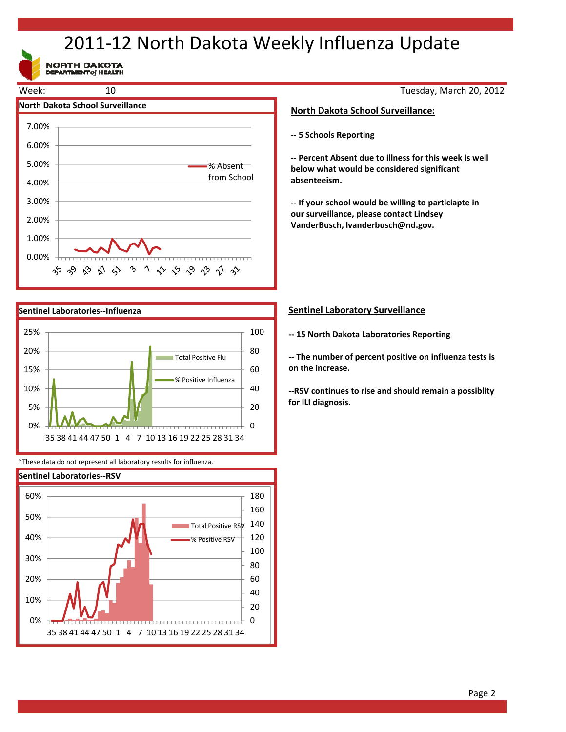# 2011-12 North Dakota Weekly Influenza Update

NORTH DAKOTA DEPARTMENT *of* HEALTH

Week: 10 — Tuesday, March 20, 2012

### North Dakota School Surveillance

% Absent from School

*These data do not represent all laboratory results for influenza.

## North Dakota School Surveillance:

**-- 5 Schools Reporting**

**-- Percent Absent due to illness for this week is well below what would be considered significant absenteeism.**

**-- If your school would be willing to particiapte in our surveillance, please contact Lindsey VanderBusch, lvanderbusch@nd.gov.**

### Sentinel Laboratories--Influenza

Total Positive Flu

% Positive Influenza

### Sentinel Laboratories--RSV

Total Positive RSV

% Positive RSV

## Sentinel Laboratory Surveillance

**-- 15 North Dakota Laboratories Reporting**

**-- The number of percent positive on influenza tests is on the increase.**

**--RSV continues to rise and should remain a possiblity for ILI diagnosis.**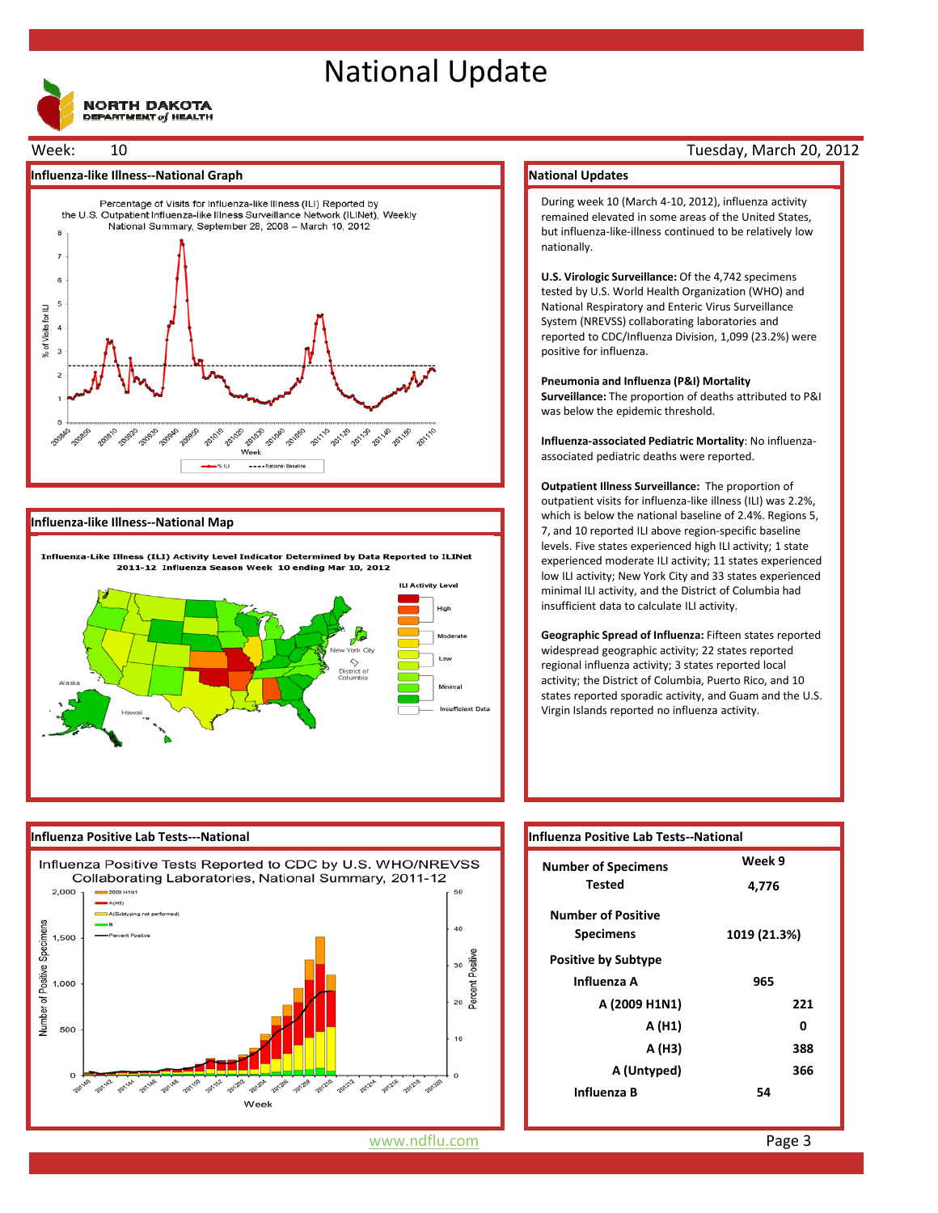# National Update

NORTH DAKOTA DEPARTMENT of HEALTH

Week: 10 — Tuesday, March 20, 2012

## Influenza-like Illness--National Graph

Percentage of Visits for Influenza-like Illness (ILI) Reported by the U.S. Outpatient Influenza-like Illness Surveillance Network (ILINet), Weekly National Summary, September 28, 2008 – March 10, 2012

% of Visits for ILI

8
7
6
5
4
3
2
1
0

200840 200850 200910 200920 200930 200940 200950 201010 201020 201030 201040 201050 201110 201120 201130 201140 201150 201110

Week

% ILI — National Baseline

## Influenza-like Illness--National Map

Influenza-Like Illness (ILI) Activity Level Indicator Determined by Data Reported to ILINet
2011-12 Influenza Season Week 10 ending Mar 10, 2012

ILI Activity Level

High
Moderate
Low
Minimal
Insufficient Data

New York City
District of Columbia
Alaska
Hawaii

## National Updates

During week 10 (March 4-10, 2012), influenza activity remained elevated in some areas of the United States, but influenza-like-illness continued to be relatively low nationally.

**U.S. Virologic Surveillance:** Of the 4,742 specimens tested by U.S. World Health Organization (WHO) and National Respiratory and Enteric Virus Surveillance System (NREVSS) collaborating laboratories and reported to CDC/Influenza Division, 1,099 (23.2%) were positive for influenza.

**Pneumonia and Influenza (P&I) Mortality Surveillance:** The proportion of deaths attributed to P&I was below the epidemic threshold.

**Influenza-associated Pediatric Mortality**: No influenza-associated pediatric deaths were reported.

**Outpatient Illness Surveillance:** The proportion of outpatient visits for influenza-like illness (ILI) was 2.2%, which is below the national baseline of 2.4%. Regions 5, 7, and 10 reported ILI above region-specific baseline levels. Five states experienced high ILI activity; 1 state experienced moderate ILI activity; 11 states experienced low ILI activity; New York City and 33 states experienced minimal ILI activity, and the District of Columbia had insufficient data to calculate ILI activity.

**Geographic Spread of Influenza:** Fifteen states reported widespread geographic activity; 22 states reported regional influenza activity; 3 states reported local activity; the District of Columbia, Puerto Rico, and 10 states reported sporadic activity, and Guam and the U.S. Virgin Islands reported no influenza activity.

## Influenza Positive Lab Tests---National

Influenza Positive Tests Reported to CDC by U.S. WHO/NREVSS Collaborating Laboratories, National Summary, 2011-12

2009 H1N1
A(H3)
A(Subtyping not performed)
B
Percent Positive

Number of Positive Specimens

2,000
1,500
1,000
500
0

Percent Positive

50
40
30
20
10
0

201140 201142 201144 201146 201148 201150 201152 201202 201204 201206 201208 201210 201212 201214 201216 201218 201220

Week

## Influenza Positive Lab Tests--National

| | Week 9 |
|---|---|
| **Number of Specimens Tested** | **4,776** |
| **Number of Positive Specimens** | **1019 (21.3%)** |
| **Positive by Subtype** | |
| **Influenza A** | **965** |
| **A (2009 H1N1)** | **221** |
| **A (H1)** | **0** |
| **A (H3)** | **388** |
| **A (Untyped)** | **366** |
| **Influenza B** | **54** |

www.ndflu.com